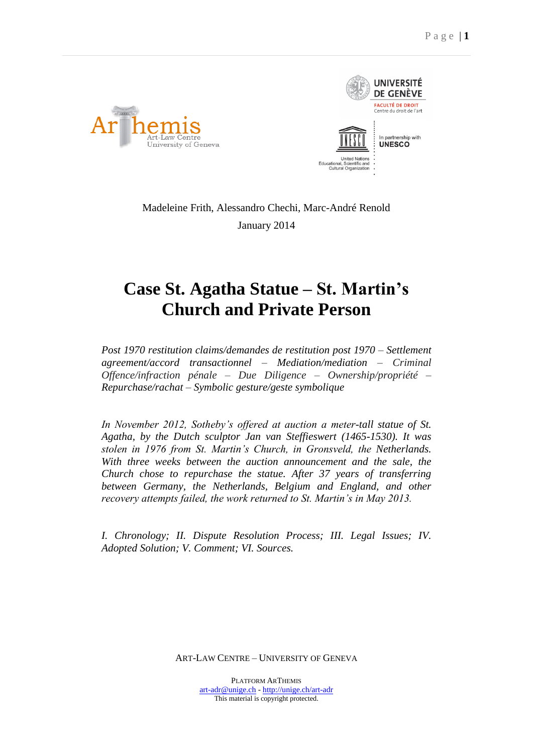Art-Law Centre
University of Geneva

UNIVERSITÉ DE GENÈVE
FACULTÉ DE DROIT
Centre du droit de l'art

In partnership with UNESCO

United Nations Educational, Scientific and Cultural Organization

Madeleine Frith, Alessandro Chechi, Marc-André Renold

January 2014

# Case St. Agatha Statue – St. Martin's Church and Private Person

*Post 1970 restitution claims/demandes de restitution post 1970 – Settlement agreement/accord transactionnel – Mediation/mediation – Criminal Offence/infraction pénale – Due Diligence – Ownership/propriété – Repurchase/rachat – Symbolic gesture/geste symbolique*

*In November 2012, Sotheby's offered at auction a meter-tall statue of St. Agatha, by the Dutch sculptor Jan van Steffieswert (1465-1530). It was stolen in 1976 from St. Martin's Church, in Gronsveld, the Netherlands. With three weeks between the auction announcement and the sale, the Church chose to repurchase the statue. After 37 years of transferring between Germany, the Netherlands, Belgium and England, and other recovery attempts failed, the work returned to St. Martin's in May 2013.*

*I. Chronology; II. Dispute Resolution Process; III. Legal Issues; IV. Adopted Solution; V. Comment; VI. Sources.*

ART-LAW CENTRE – UNIVERSITY OF GENEVA

PLATFORM ARTHEMIS
art-adr@unige.ch - http://unige.ch/art-adr
This material is copyright protected.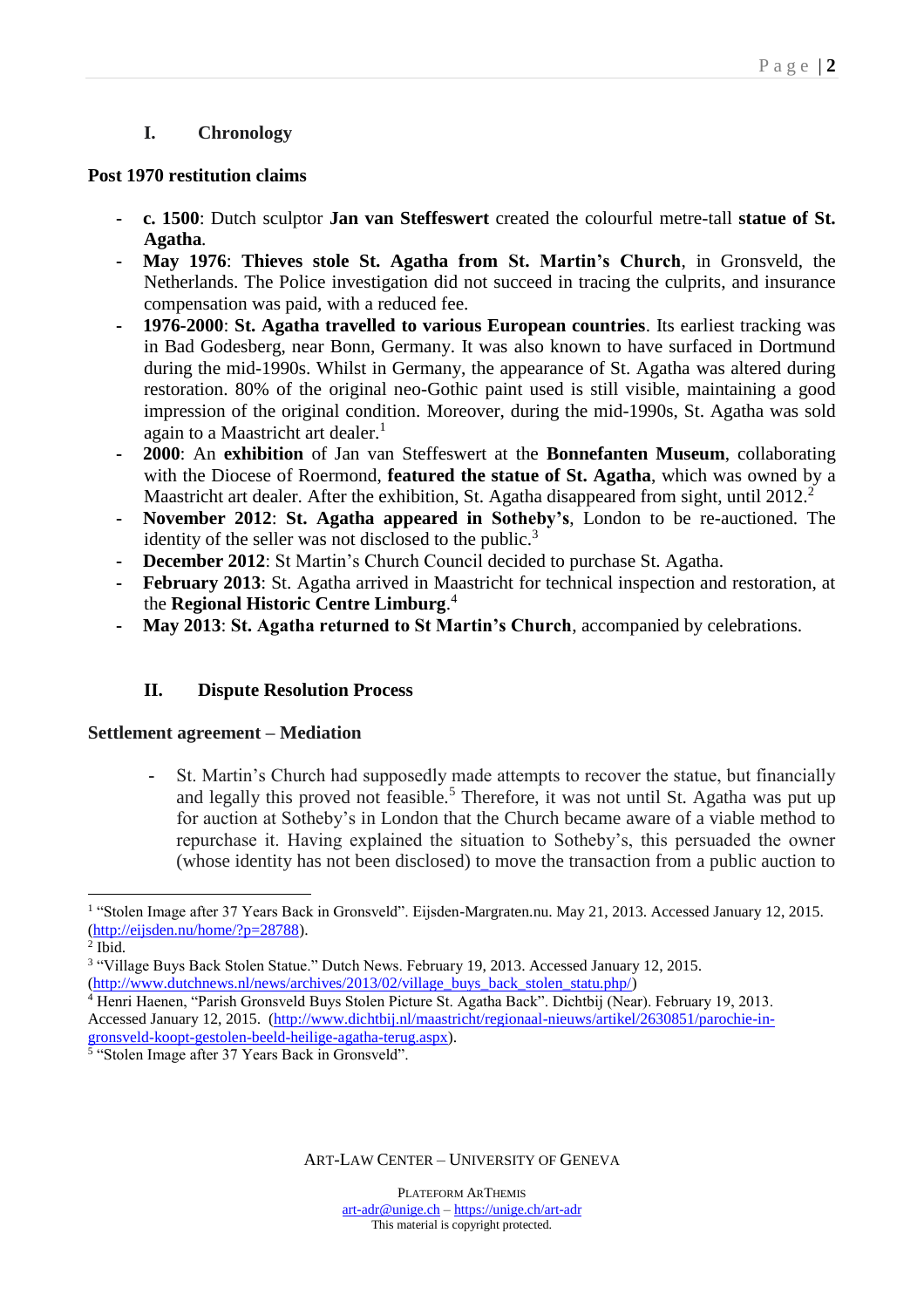## I. Chronology

### Post 1970 restitution claims

- **c. 1500**: Dutch sculptor **Jan van Steffeswert** created the colourful metre-tall **statue of St. Agatha**.
- **May 1976**: **Thieves stole St. Agatha from St. Martin's Church**, in Gronsveld, the Netherlands. The Police investigation did not succeed in tracing the culprits, and insurance compensation was paid, with a reduced fee.
- **1976-2000**: **St. Agatha travelled to various European countries**. Its earliest tracking was in Bad Godesberg, near Bonn, Germany. It was also known to have surfaced in Dortmund during the mid-1990s. Whilst in Germany, the appearance of St. Agatha was altered during restoration. 80% of the original neo-Gothic paint used is still visible, maintaining a good impression of the original condition. Moreover, during the mid-1990s, St. Agatha was sold again to a Maastricht art dealer.[1]
- **2000**: An **exhibition** of Jan van Steffeswert at the **Bonnefanten Museum**, collaborating with the Diocese of Roermond, **featured the statue of St. Agatha**, which was owned by a Maastricht art dealer. After the exhibition, St. Agatha disappeared from sight, until 2012.[2]
- **November 2012**: **St. Agatha appeared in Sotheby's**, London to be re-auctioned. The identity of the seller was not disclosed to the public.[3]
- **December 2012**: St Martin's Church Council decided to purchase St. Agatha.
- **February 2013**: St. Agatha arrived in Maastricht for technical inspection and restoration, at the **Regional Historic Centre Limburg**.[4]
- **May 2013**: **St. Agatha returned to St Martin's Church**, accompanied by celebrations.

## II. Dispute Resolution Process

### Settlement agreement – Mediation

- St. Martin's Church had supposedly made attempts to recover the statue, but financially and legally this proved not feasible.[5] Therefore, it was not until St. Agatha was put up for auction at Sotheby's in London that the Church became aware of a viable method to repurchase it. Having explained the situation to Sotheby's, this persuaded the owner (whose identity has not been disclosed) to move the transaction from a public auction to

---

[1] "Stolen Image after 37 Years Back in Gronsveld". Eijsden-Margraten.nu. May 21, 2013. Accessed January 12, 2015. (http://eijsden.nu/home/?p=28788).

[2] Ibid.

[3] "Village Buys Back Stolen Statue." Dutch News. February 19, 2013. Accessed January 12, 2015. (http://www.dutchnews.nl/news/archives/2013/02/village_buys_back_stolen_statu.php/)

[4] Henri Haenen, "Parish Gronsveld Buys Stolen Picture St. Agatha Back". Dichtbij (Near). February 19, 2013. Accessed January 12, 2015. (http://www.dichtbij.nl/maastricht/regionaal-nieuws/artikel/2630851/parochie-in-gronsveld-koopt-gestolen-beeld-heilige-agatha-terug.aspx).

[5] "Stolen Image after 37 Years Back in Gronsveld".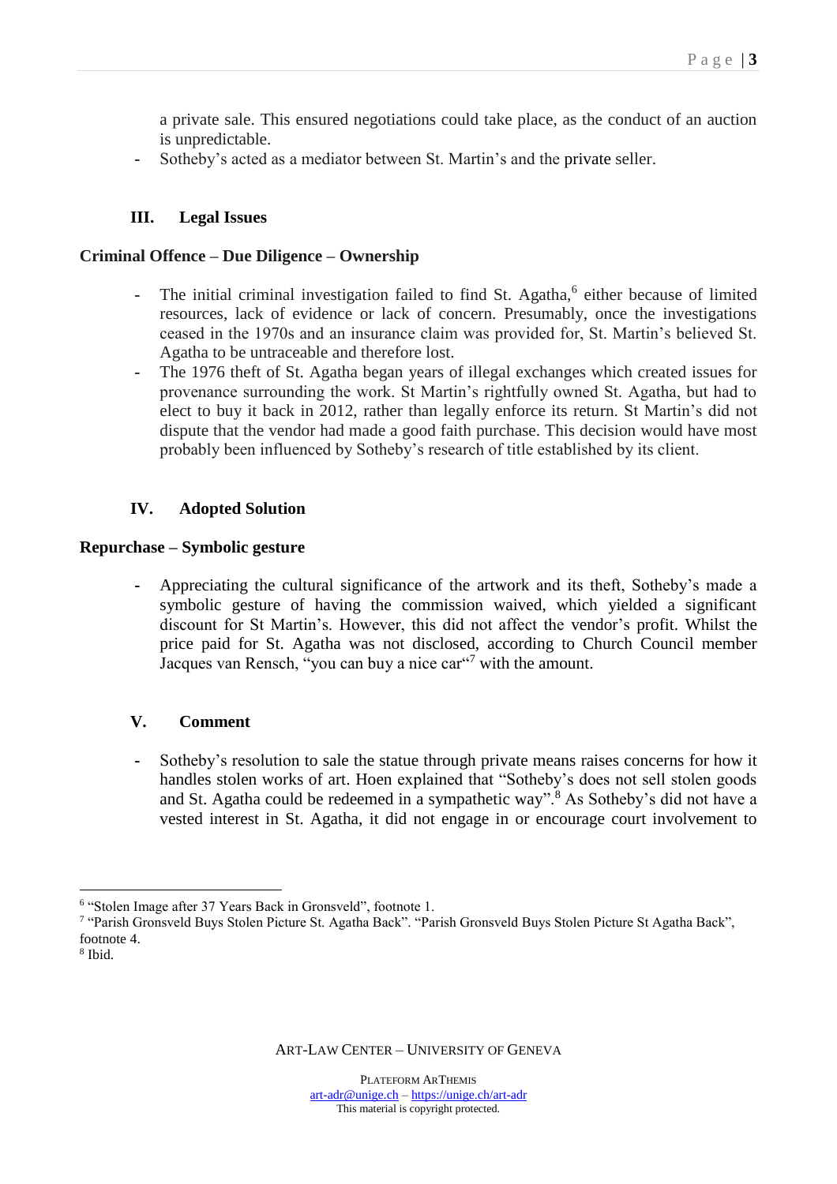a private sale. This ensured negotiations could take place, as the conduct of an auction is unpredictable.

- Sotheby's acted as a mediator between St. Martin's and the private seller.

## III. Legal Issues

### Criminal Offence – Due Diligence – Ownership

- The initial criminal investigation failed to find St. Agatha,[6] either because of limited resources, lack of evidence or lack of concern. Presumably, once the investigations ceased in the 1970s and an insurance claim was provided for, St. Martin's believed St. Agatha to be untraceable and therefore lost.
- The 1976 theft of St. Agatha began years of illegal exchanges which created issues for provenance surrounding the work. St Martin's rightfully owned St. Agatha, but had to elect to buy it back in 2012, rather than legally enforce its return. St Martin's did not dispute that the vendor had made a good faith purchase. This decision would have most probably been influenced by Sotheby's research of title established by its client.

## IV. Adopted Solution

### Repurchase – Symbolic gesture

- Appreciating the cultural significance of the artwork and its theft, Sotheby's made a symbolic gesture of having the commission waived, which yielded a significant discount for St Martin's. However, this did not affect the vendor's profit. Whilst the price paid for St. Agatha was not disclosed, according to Church Council member Jacques van Rensch, "you can buy a nice car"[7] with the amount.

## V. Comment

- Sotheby's resolution to sale the statue through private means raises concerns for how it handles stolen works of art. Hoen explained that "Sotheby's does not sell stolen goods and St. Agatha could be redeemed in a sympathetic way".[8] As Sotheby's did not have a vested interest in St. Agatha, it did not engage in or encourage court involvement to

---

[6] "Stolen Image after 37 Years Back in Gronsveld", footnote 1.

[7] "Parish Gronsveld Buys Stolen Picture St. Agatha Back". "Parish Gronsveld Buys Stolen Picture St Agatha Back", footnote 4.

[8] Ibid.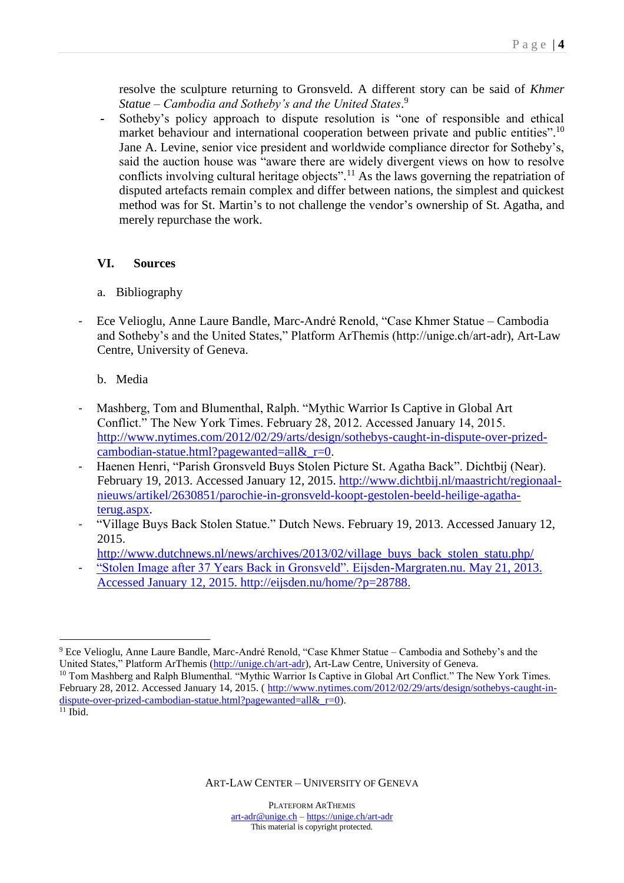resolve the sculpture returning to Gronsveld. A different story can be said of *Khmer Statue – Cambodia and Sotheby's and the United States*.[9]

- Sotheby's policy approach to dispute resolution is "one of responsible and ethical market behaviour and international cooperation between private and public entities".[10] Jane A. Levine, senior vice president and worldwide compliance director for Sotheby's, said the auction house was "aware there are widely divergent views on how to resolve conflicts involving cultural heritage objects".[11] As the laws governing the repatriation of disputed artefacts remain complex and differ between nations, the simplest and quickest method was for St. Martin's to not challenge the vendor's ownership of St. Agatha, and merely repurchase the work.

## VI. Sources

### a. Bibliography

- Ece Velioglu, Anne Laure Bandle, Marc-André Renold, "Case Khmer Statue – Cambodia and Sotheby's and the United States," Platform ArThemis (http://unige.ch/art-adr), Art-Law Centre, University of Geneva.

### b. Media

- Mashberg, Tom and Blumenthal, Ralph. "Mythic Warrior Is Captive in Global Art Conflict." The New York Times. February 28, 2012. Accessed January 14, 2015. http://www.nytimes.com/2012/02/29/arts/design/sothebys-caught-in-dispute-over-prized-cambodian-statue.html?pagewanted=all&_r=0.
- Haenen Henri, "Parish Gronsveld Buys Stolen Picture St. Agatha Back". Dichtbij (Near). February 19, 2013. Accessed January 12, 2015. http://www.dichtbij.nl/maastricht/regionaal-nieuws/artikel/2630851/parochie-in-gronsveld-koopt-gestolen-beeld-heilige-agatha-terug.aspx.
- "Village Buys Back Stolen Statue." Dutch News. February 19, 2013. Accessed January 12, 2015. http://www.dutchnews.nl/news/archives/2013/02/village_buys_back_stolen_statu.php/
- "Stolen Image after 37 Years Back in Gronsveld". Eijsden-Margraten.nu. May 21, 2013. Accessed January 12, 2015. http://eijsden.nu/home/?p=28788.

---

[9] Ece Velioglu, Anne Laure Bandle, Marc-André Renold, "Case Khmer Statue – Cambodia and Sotheby's and the United States," Platform ArThemis (http://unige.ch/art-adr), Art-Law Centre, University of Geneva.

[10] Tom Mashberg and Ralph Blumenthal. "Mythic Warrior Is Captive in Global Art Conflict." The New York Times. February 28, 2012. Accessed January 14, 2015. ( http://www.nytimes.com/2012/02/29/arts/design/sothebys-caught-in-dispute-over-prized-cambodian-statue.html?pagewanted=all&_r=0).

[11] Ibid.